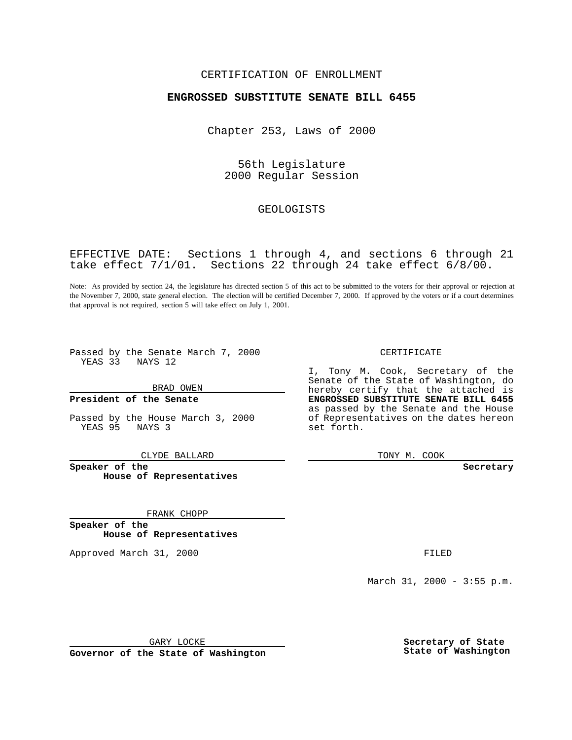CERTIFICATION OF ENROLLMENT

**ENGROSSED SUBSTITUTE SENATE BILL 6455**

Chapter 253, Laws of 2000

56th Legislature
2000 Regular Session

GEOLOGISTS

EFFECTIVE DATE: Sections 1 through 4, and sections 6 through 21 take effect 7/1/01. Sections 22 through 24 take effect 6/8/00.

Note: As provided by section 24, the legislature has directed section 5 of this act to be submitted to the voters for their approval or rejection at the November 7, 2000, state general election. The election will be certified December 7, 2000. If approved by the voters or if a court determines that approval is not required, section 5 will take effect on July 1, 2001.

Passed by the Senate March 7, 2000
YEAS 33 NAYS 12

BRAD OWEN

**President of the Senate**

Passed by the House March 3, 2000
YEAS 95 NAYS 3

CLYDE BALLARD

**Speaker of the House of Representatives**

FRANK CHOPP

**Speaker of the House of Representatives**

Approved March 31, 2000

GARY LOCKE

**Governor of the State of Washington**

CERTIFICATE

I, Tony M. Cook, Secretary of the Senate of the State of Washington, do hereby certify that the attached is **ENGROSSED SUBSTITUTE SENATE BILL 6455** as passed by the Senate and the House of Representatives on the dates hereon set forth.

TONY M. COOK

**Secretary**

FILED

March 31, 2000 - 3:55 p.m.

**Secretary of State**
**State of Washington**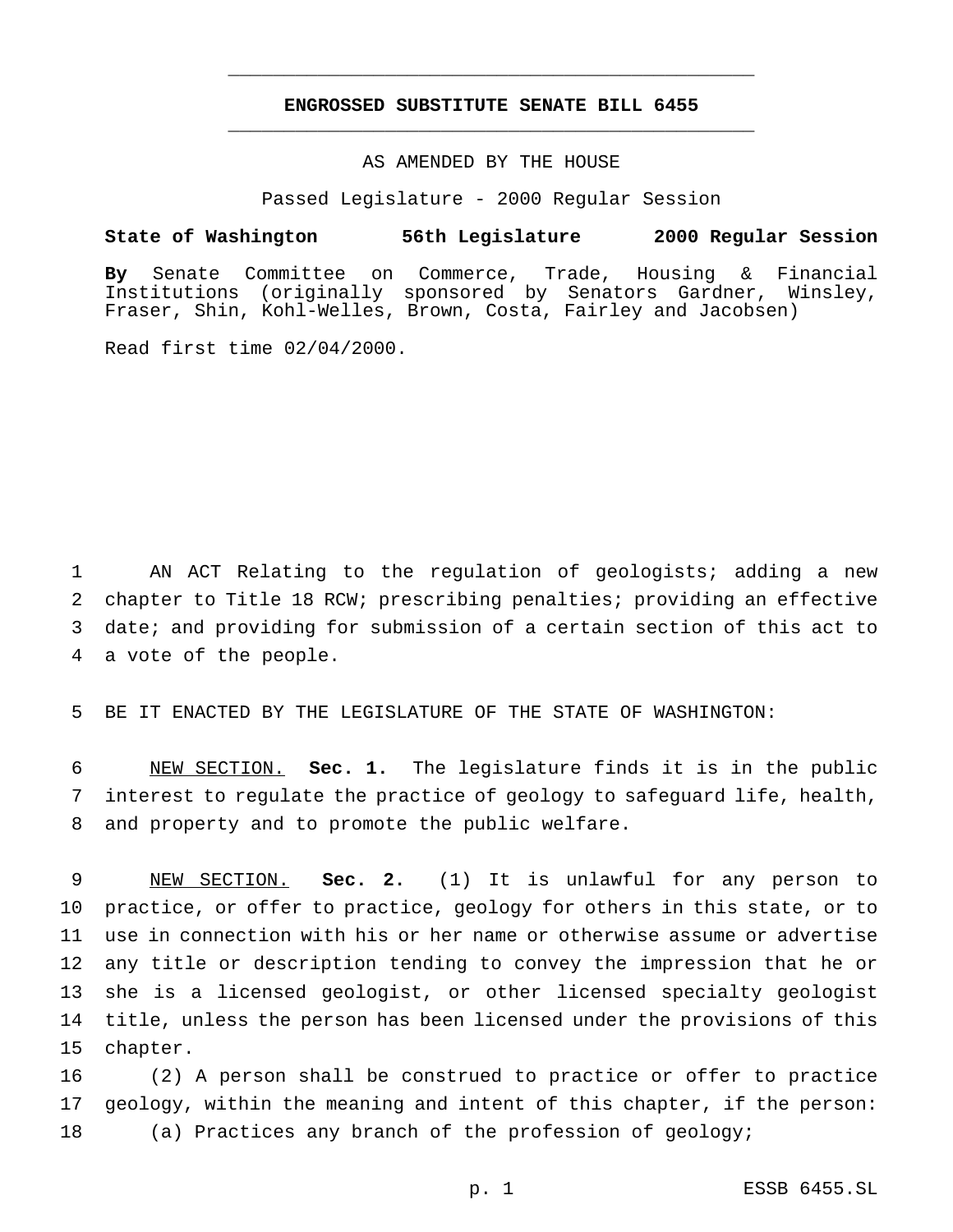# ENGROSSED SUBSTITUTE SENATE BILL 6455

AS AMENDED BY THE HOUSE

Passed Legislature - 2000 Regular Session

**State of Washington 56th Legislature 2000 Regular Session**

**By** Senate Committee on Commerce, Trade, Housing & Financial Institutions (originally sponsored by Senators Gardner, Winsley, Fraser, Shin, Kohl-Welles, Brown, Costa, Fairley and Jacobsen)

Read first time 02/04/2000.

AN ACT Relating to the regulation of geologists; adding a new chapter to Title 18 RCW; prescribing penalties; providing an effective date; and providing for submission of a certain section of this act to a vote of the people.

BE IT ENACTED BY THE LEGISLATURE OF THE STATE OF WASHINGTON:

NEW SECTION. **Sec. 1.** The legislature finds it is in the public interest to regulate the practice of geology to safeguard life, health, and property and to promote the public welfare.

NEW SECTION. **Sec. 2.** (1) It is unlawful for any person to practice, or offer to practice, geology for others in this state, or to use in connection with his or her name or otherwise assume or advertise any title or description tending to convey the impression that he or she is a licensed geologist, or other licensed specialty geologist title, unless the person has been licensed under the provisions of this chapter.

(2) A person shall be construed to practice or offer to practice geology, within the meaning and intent of this chapter, if the person:

(a) Practices any branch of the profession of geology;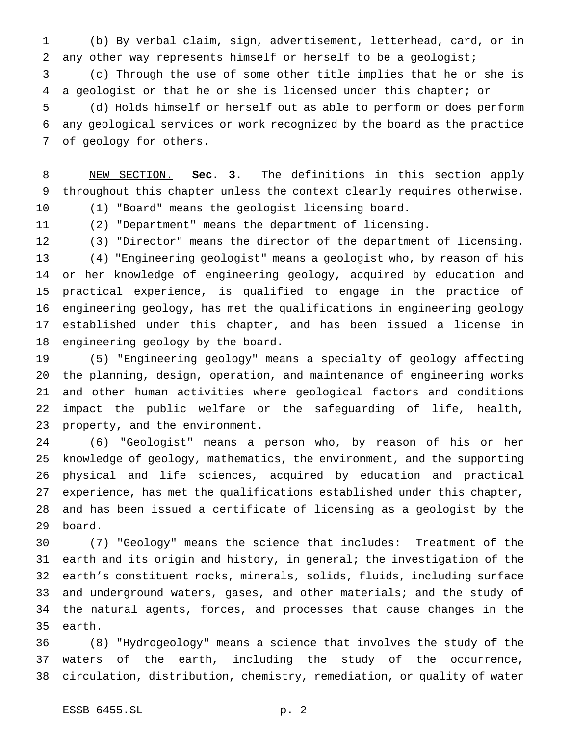(b) By verbal claim, sign, advertisement, letterhead, card, or in any other way represents himself or herself to be a geologist;

(c) Through the use of some other title implies that he or she is a geologist or that he or she is licensed under this chapter; or

(d) Holds himself or herself out as able to perform or does perform any geological services or work recognized by the board as the practice of geology for others.

NEW SECTION. **Sec. 3.** The definitions in this section apply throughout this chapter unless the context clearly requires otherwise.

(1) "Board" means the geologist licensing board.

(2) "Department" means the department of licensing.

(3) "Director" means the director of the department of licensing.

(4) "Engineering geologist" means a geologist who, by reason of his or her knowledge of engineering geology, acquired by education and practical experience, is qualified to engage in the practice of engineering geology, has met the qualifications in engineering geology established under this chapter, and has been issued a license in engineering geology by the board.

(5) "Engineering geology" means a specialty of geology affecting the planning, design, operation, and maintenance of engineering works and other human activities where geological factors and conditions impact the public welfare or the safeguarding of life, health, property, and the environment.

(6) "Geologist" means a person who, by reason of his or her knowledge of geology, mathematics, the environment, and the supporting physical and life sciences, acquired by education and practical experience, has met the qualifications established under this chapter, and has been issued a certificate of licensing as a geologist by the board.

(7) "Geology" means the science that includes: Treatment of the earth and its origin and history, in general; the investigation of the earth's constituent rocks, minerals, solids, fluids, including surface and underground waters, gases, and other materials; and the study of the natural agents, forces, and processes that cause changes in the earth.

(8) "Hydrogeology" means a science that involves the study of the waters of the earth, including the study of the occurrence, circulation, distribution, chemistry, remediation, or quality of water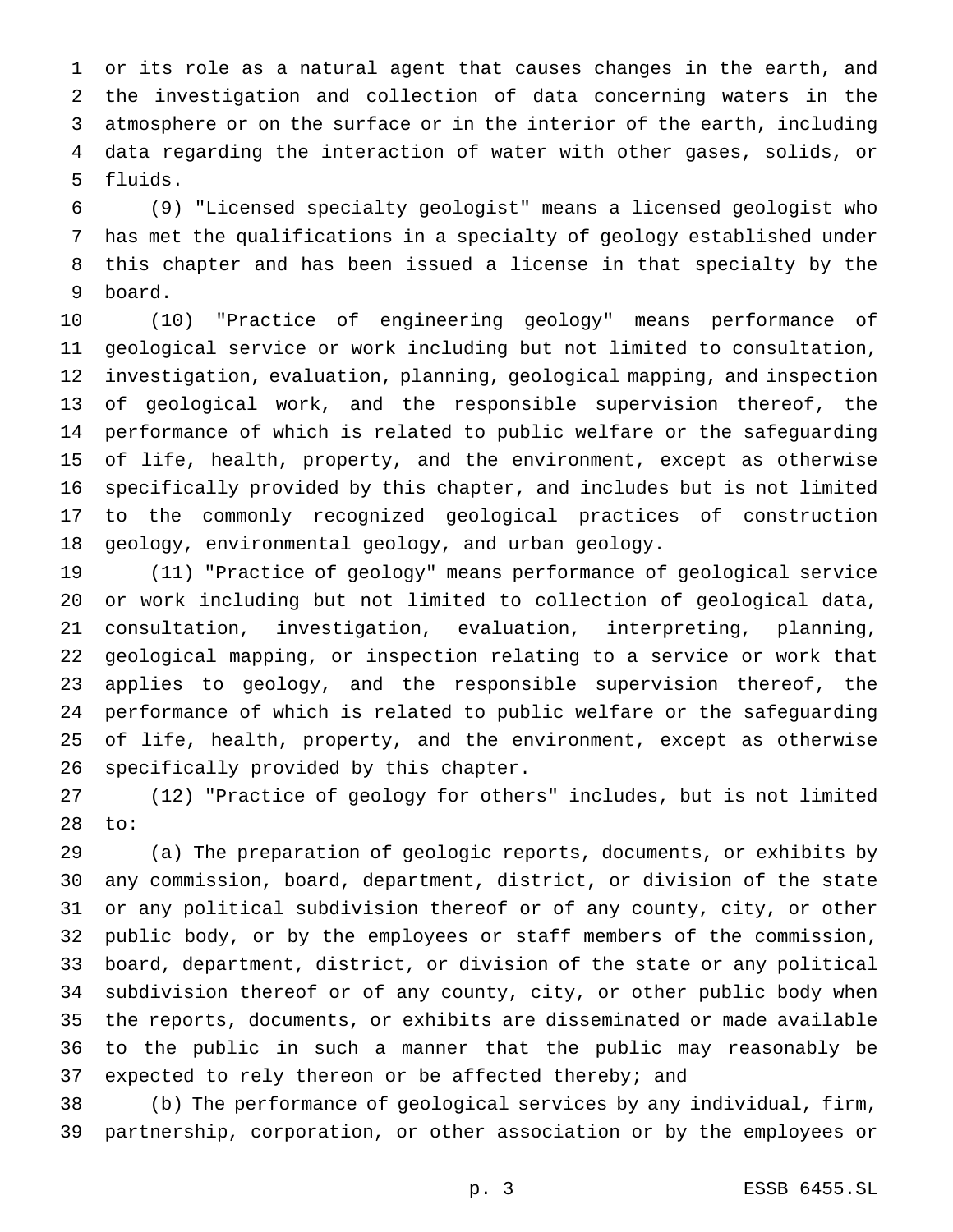or its role as a natural agent that causes changes in the earth, and the investigation and collection of data concerning waters in the atmosphere or on the surface or in the interior of the earth, including data regarding the interaction of water with other gases, solids, or fluids.

(9) "Licensed specialty geologist" means a licensed geologist who has met the qualifications in a specialty of geology established under this chapter and has been issued a license in that specialty by the board.

(10) "Practice of engineering geology" means performance of geological service or work including but not limited to consultation, investigation, evaluation, planning, geological mapping, and inspection of geological work, and the responsible supervision thereof, the performance of which is related to public welfare or the safeguarding of life, health, property, and the environment, except as otherwise specifically provided by this chapter, and includes but is not limited to the commonly recognized geological practices of construction geology, environmental geology, and urban geology.

(11) "Practice of geology" means performance of geological service or work including but not limited to collection of geological data, consultation, investigation, evaluation, interpreting, planning, geological mapping, or inspection relating to a service or work that applies to geology, and the responsible supervision thereof, the performance of which is related to public welfare or the safeguarding of life, health, property, and the environment, except as otherwise specifically provided by this chapter.

(12) "Practice of geology for others" includes, but is not limited to:

(a) The preparation of geologic reports, documents, or exhibits by any commission, board, department, district, or division of the state or any political subdivision thereof or of any county, city, or other public body, or by the employees or staff members of the commission, board, department, district, or division of the state or any political subdivision thereof or of any county, city, or other public body when the reports, documents, or exhibits are disseminated or made available to the public in such a manner that the public may reasonably be expected to rely thereon or be affected thereby; and

(b) The performance of geological services by any individual, firm, partnership, corporation, or other association or by the employees or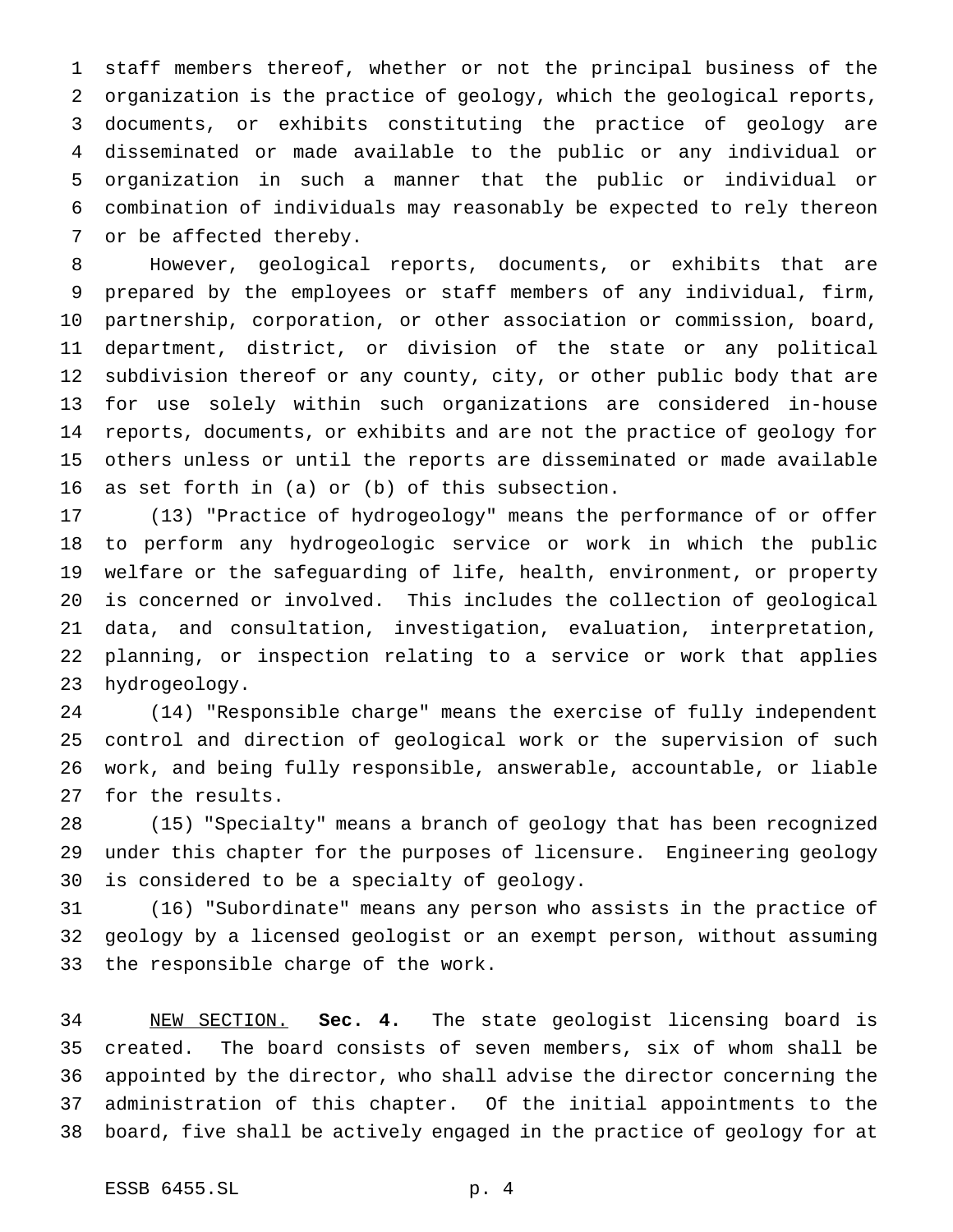staff members thereof, whether or not the principal business of the organization is the practice of geology, which the geological reports, documents, or exhibits constituting the practice of geology are disseminated or made available to the public or any individual or organization in such a manner that the public or individual or combination of individuals may reasonably be expected to rely thereon or be affected thereby.

However, geological reports, documents, or exhibits that are prepared by the employees or staff members of any individual, firm, partnership, corporation, or other association or commission, board, department, district, or division of the state or any political subdivision thereof or any county, city, or other public body that are for use solely within such organizations are considered in-house reports, documents, or exhibits and are not the practice of geology for others unless or until the reports are disseminated or made available as set forth in (a) or (b) of this subsection.

(13) "Practice of hydrogeology" means the performance of or offer to perform any hydrogeologic service or work in which the public welfare or the safeguarding of life, health, environment, or property is concerned or involved. This includes the collection of geological data, and consultation, investigation, evaluation, interpretation, planning, or inspection relating to a service or work that applies hydrogeology.

(14) "Responsible charge" means the exercise of fully independent control and direction of geological work or the supervision of such work, and being fully responsible, answerable, accountable, or liable for the results.

(15) "Specialty" means a branch of geology that has been recognized under this chapter for the purposes of licensure. Engineering geology is considered to be a specialty of geology.

(16) "Subordinate" means any person who assists in the practice of geology by a licensed geologist or an exempt person, without assuming the responsible charge of the work.

NEW SECTION. **Sec. 4.** The state geologist licensing board is created. The board consists of seven members, six of whom shall be appointed by the director, who shall advise the director concerning the administration of this chapter. Of the initial appointments to the board, five shall be actively engaged in the practice of geology for at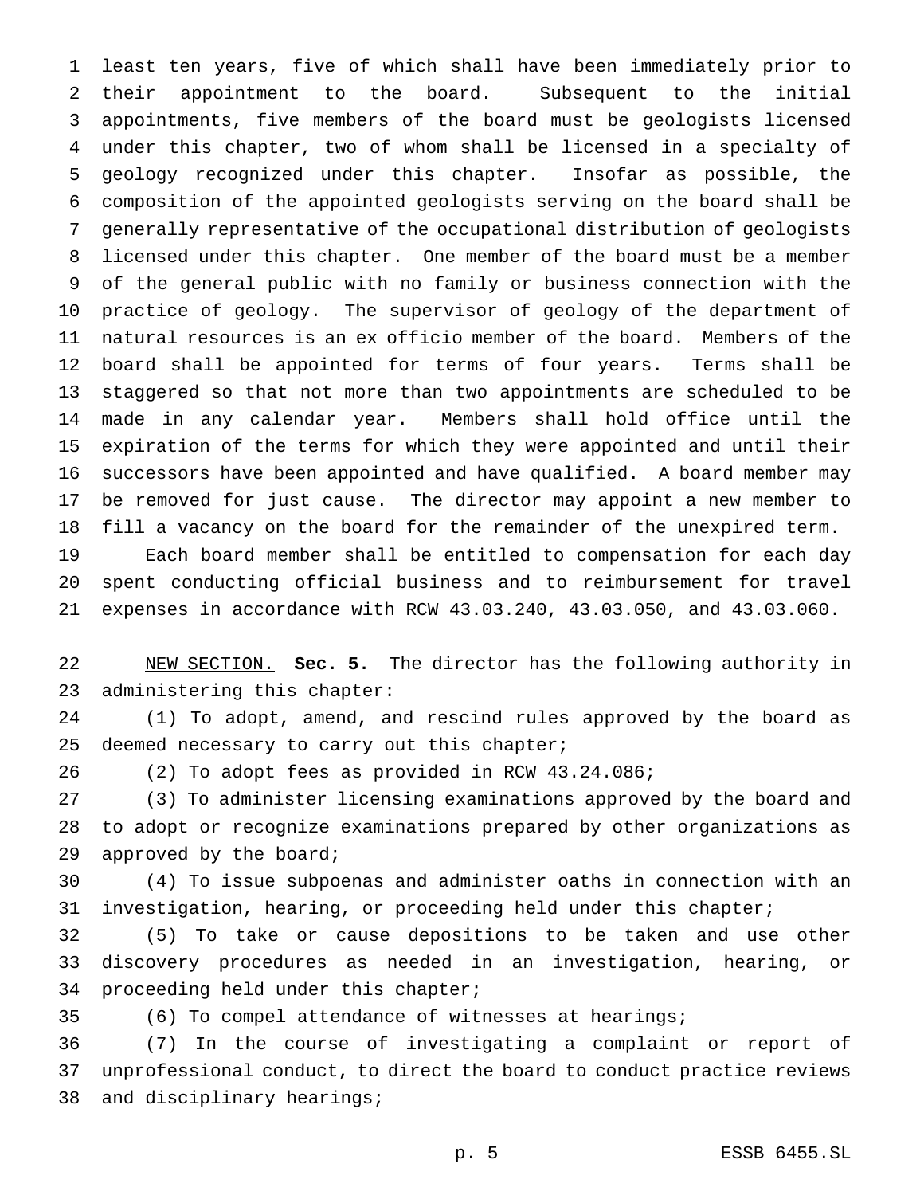least ten years, five of which shall have been immediately prior to their appointment to the board. Subsequent to the initial appointments, five members of the board must be geologists licensed under this chapter, two of whom shall be licensed in a specialty of geology recognized under this chapter. Insofar as possible, the composition of the appointed geologists serving on the board shall be generally representative of the occupational distribution of geologists licensed under this chapter. One member of the board must be a member of the general public with no family or business connection with the practice of geology. The supervisor of geology of the department of natural resources is an ex officio member of the board. Members of the board shall be appointed for terms of four years. Terms shall be staggered so that not more than two appointments are scheduled to be made in any calendar year. Members shall hold office until the expiration of the terms for which they were appointed and until their successors have been appointed and have qualified. A board member may be removed for just cause. The director may appoint a new member to fill a vacancy on the board for the remainder of the unexpired term.

Each board member shall be entitled to compensation for each day spent conducting official business and to reimbursement for travel expenses in accordance with RCW 43.03.240, 43.03.050, and 43.03.060.

NEW SECTION. **Sec. 5.** The director has the following authority in administering this chapter:

(1) To adopt, amend, and rescind rules approved by the board as deemed necessary to carry out this chapter;

(2) To adopt fees as provided in RCW 43.24.086;

(3) To administer licensing examinations approved by the board and to adopt or recognize examinations prepared by other organizations as approved by the board;

(4) To issue subpoenas and administer oaths in connection with an investigation, hearing, or proceeding held under this chapter;

(5) To take or cause depositions to be taken and use other discovery procedures as needed in an investigation, hearing, or proceeding held under this chapter;

(6) To compel attendance of witnesses at hearings;

(7) In the course of investigating a complaint or report of unprofessional conduct, to direct the board to conduct practice reviews and disciplinary hearings;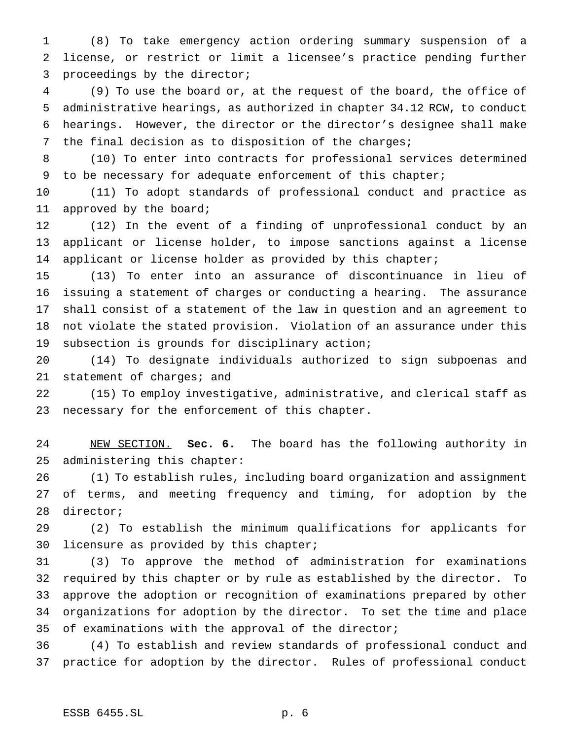(8) To take emergency action ordering summary suspension of a license, or restrict or limit a licensee's practice pending further proceedings by the director;

(9) To use the board or, at the request of the board, the office of administrative hearings, as authorized in chapter 34.12 RCW, to conduct hearings. However, the director or the director's designee shall make the final decision as to disposition of the charges;

(10) To enter into contracts for professional services determined to be necessary for adequate enforcement of this chapter;

(11) To adopt standards of professional conduct and practice as approved by the board;

(12) In the event of a finding of unprofessional conduct by an applicant or license holder, to impose sanctions against a license applicant or license holder as provided by this chapter;

(13) To enter into an assurance of discontinuance in lieu of issuing a statement of charges or conducting a hearing. The assurance shall consist of a statement of the law in question and an agreement to not violate the stated provision. Violation of an assurance under this subsection is grounds for disciplinary action;

(14) To designate individuals authorized to sign subpoenas and statement of charges; and

(15) To employ investigative, administrative, and clerical staff as necessary for the enforcement of this chapter.

NEW SECTION. **Sec. 6.** The board has the following authority in administering this chapter:

(1) To establish rules, including board organization and assignment of terms, and meeting frequency and timing, for adoption by the director;

(2) To establish the minimum qualifications for applicants for licensure as provided by this chapter;

(3) To approve the method of administration for examinations required by this chapter or by rule as established by the director. To approve the adoption or recognition of examinations prepared by other organizations for adoption by the director. To set the time and place of examinations with the approval of the director;

(4) To establish and review standards of professional conduct and practice for adoption by the director. Rules of professional conduct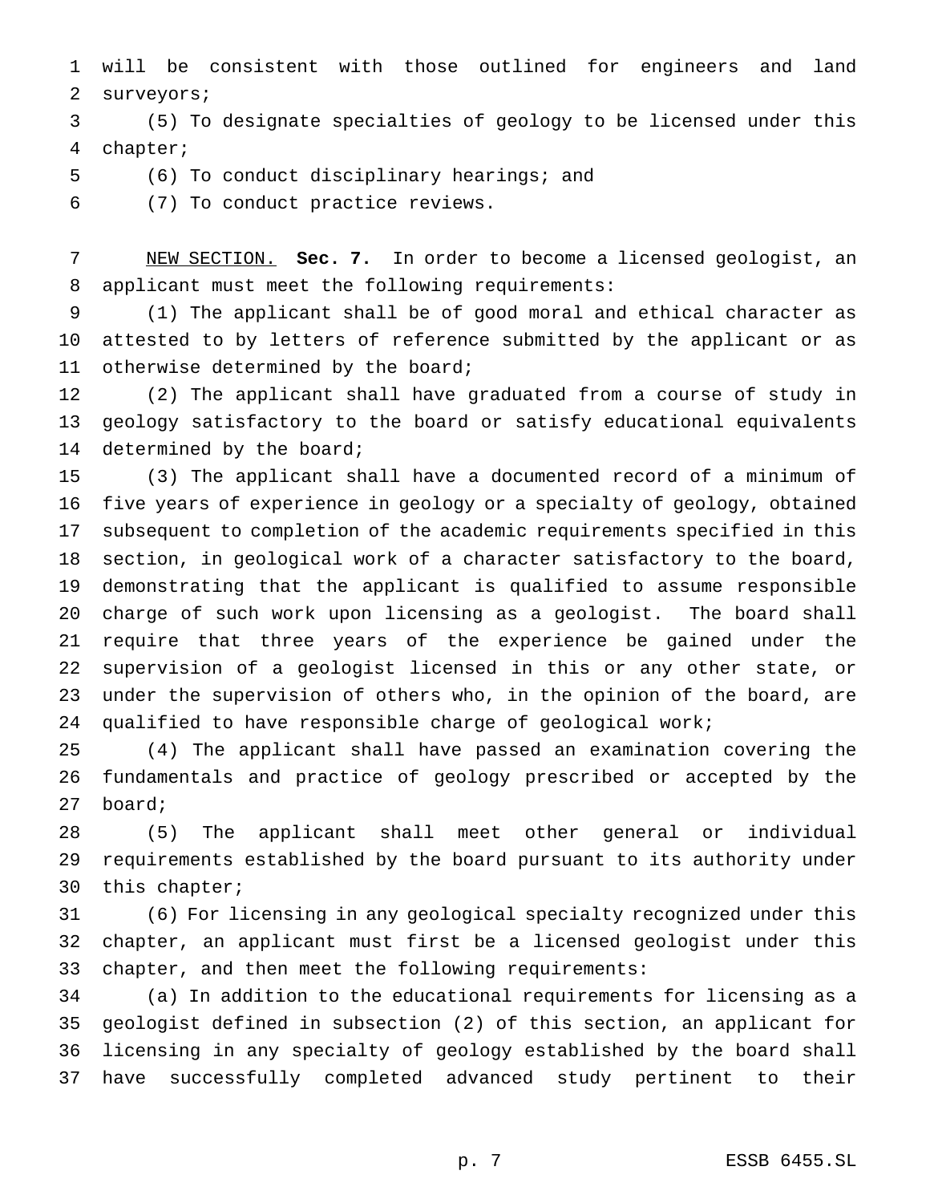will be consistent with those outlined for engineers and land surveyors;

(5) To designate specialties of geology to be licensed under this chapter;

(6) To conduct disciplinary hearings; and

(7) To conduct practice reviews.

NEW SECTION. **Sec. 7.** In order to become a licensed geologist, an applicant must meet the following requirements:

(1) The applicant shall be of good moral and ethical character as attested to by letters of reference submitted by the applicant or as otherwise determined by the board;

(2) The applicant shall have graduated from a course of study in geology satisfactory to the board or satisfy educational equivalents determined by the board;

(3) The applicant shall have a documented record of a minimum of five years of experience in geology or a specialty of geology, obtained subsequent to completion of the academic requirements specified in this section, in geological work of a character satisfactory to the board, demonstrating that the applicant is qualified to assume responsible charge of such work upon licensing as a geologist. The board shall require that three years of the experience be gained under the supervision of a geologist licensed in this or any other state, or under the supervision of others who, in the opinion of the board, are qualified to have responsible charge of geological work;

(4) The applicant shall have passed an examination covering the fundamentals and practice of geology prescribed or accepted by the board;

(5) The applicant shall meet other general or individual requirements established by the board pursuant to its authority under this chapter;

(6) For licensing in any geological specialty recognized under this chapter, an applicant must first be a licensed geologist under this chapter, and then meet the following requirements:

(a) In addition to the educational requirements for licensing as a geologist defined in subsection (2) of this section, an applicant for licensing in any specialty of geology established by the board shall have successfully completed advanced study pertinent to their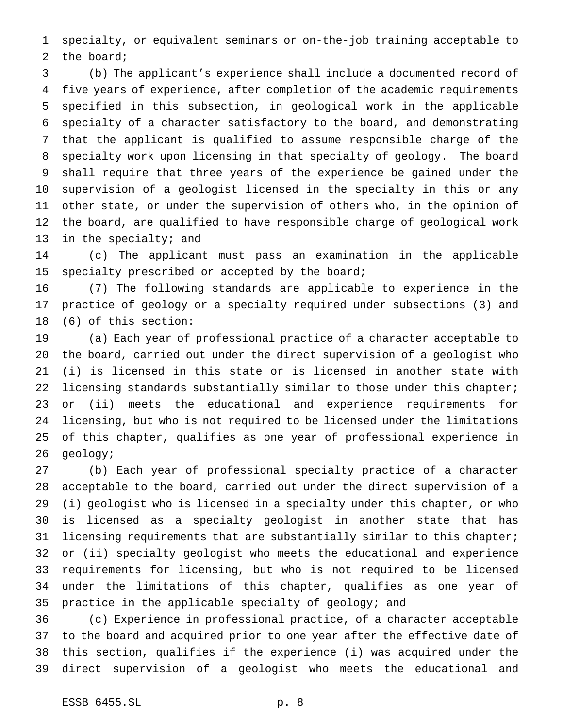specialty, or equivalent seminars or on-the-job training acceptable to the board;

(b) The applicant's experience shall include a documented record of five years of experience, after completion of the academic requirements specified in this subsection, in geological work in the applicable specialty of a character satisfactory to the board, and demonstrating that the applicant is qualified to assume responsible charge of the specialty work upon licensing in that specialty of geology. The board shall require that three years of the experience be gained under the supervision of a geologist licensed in the specialty in this or any other state, or under the supervision of others who, in the opinion of the board, are qualified to have responsible charge of geological work in the specialty; and

(c) The applicant must pass an examination in the applicable specialty prescribed or accepted by the board;

(7) The following standards are applicable to experience in the practice of geology or a specialty required under subsections (3) and (6) of this section:

(a) Each year of professional practice of a character acceptable to the board, carried out under the direct supervision of a geologist who (i) is licensed in this state or is licensed in another state with licensing standards substantially similar to those under this chapter; or (ii) meets the educational and experience requirements for licensing, but who is not required to be licensed under the limitations of this chapter, qualifies as one year of professional experience in geology;

(b) Each year of professional specialty practice of a character acceptable to the board, carried out under the direct supervision of a (i) geologist who is licensed in a specialty under this chapter, or who is licensed as a specialty geologist in another state that has licensing requirements that are substantially similar to this chapter; or (ii) specialty geologist who meets the educational and experience requirements for licensing, but who is not required to be licensed under the limitations of this chapter, qualifies as one year of practice in the applicable specialty of geology; and

(c) Experience in professional practice, of a character acceptable to the board and acquired prior to one year after the effective date of this section, qualifies if the experience (i) was acquired under the direct supervision of a geologist who meets the educational and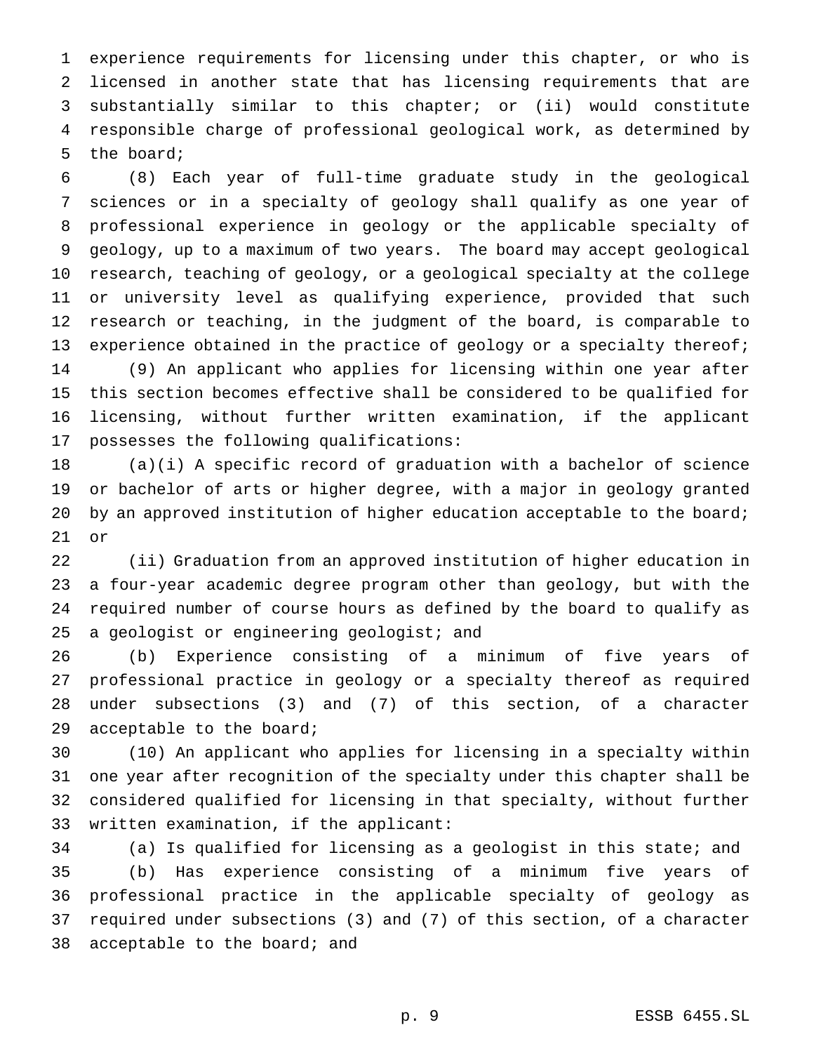experience requirements for licensing under this chapter, or who is licensed in another state that has licensing requirements that are substantially similar to this chapter; or (ii) would constitute responsible charge of professional geological work, as determined by the board;

(8) Each year of full-time graduate study in the geological sciences or in a specialty of geology shall qualify as one year of professional experience in geology or the applicable specialty of geology, up to a maximum of two years. The board may accept geological research, teaching of geology, or a geological specialty at the college or university level as qualifying experience, provided that such research or teaching, in the judgment of the board, is comparable to experience obtained in the practice of geology or a specialty thereof;

(9) An applicant who applies for licensing within one year after this section becomes effective shall be considered to be qualified for licensing, without further written examination, if the applicant possesses the following qualifications:

(a)(i) A specific record of graduation with a bachelor of science or bachelor of arts or higher degree, with a major in geology granted by an approved institution of higher education acceptable to the board; or

(ii) Graduation from an approved institution of higher education in a four-year academic degree program other than geology, but with the required number of course hours as defined by the board to qualify as a geologist or engineering geologist; and

(b) Experience consisting of a minimum of five years of professional practice in geology or a specialty thereof as required under subsections (3) and (7) of this section, of a character acceptable to the board;

(10) An applicant who applies for licensing in a specialty within one year after recognition of the specialty under this chapter shall be considered qualified for licensing in that specialty, without further written examination, if the applicant:

(a) Is qualified for licensing as a geologist in this state; and

(b) Has experience consisting of a minimum five years of professional practice in the applicable specialty of geology as required under subsections (3) and (7) of this section, of a character acceptable to the board; and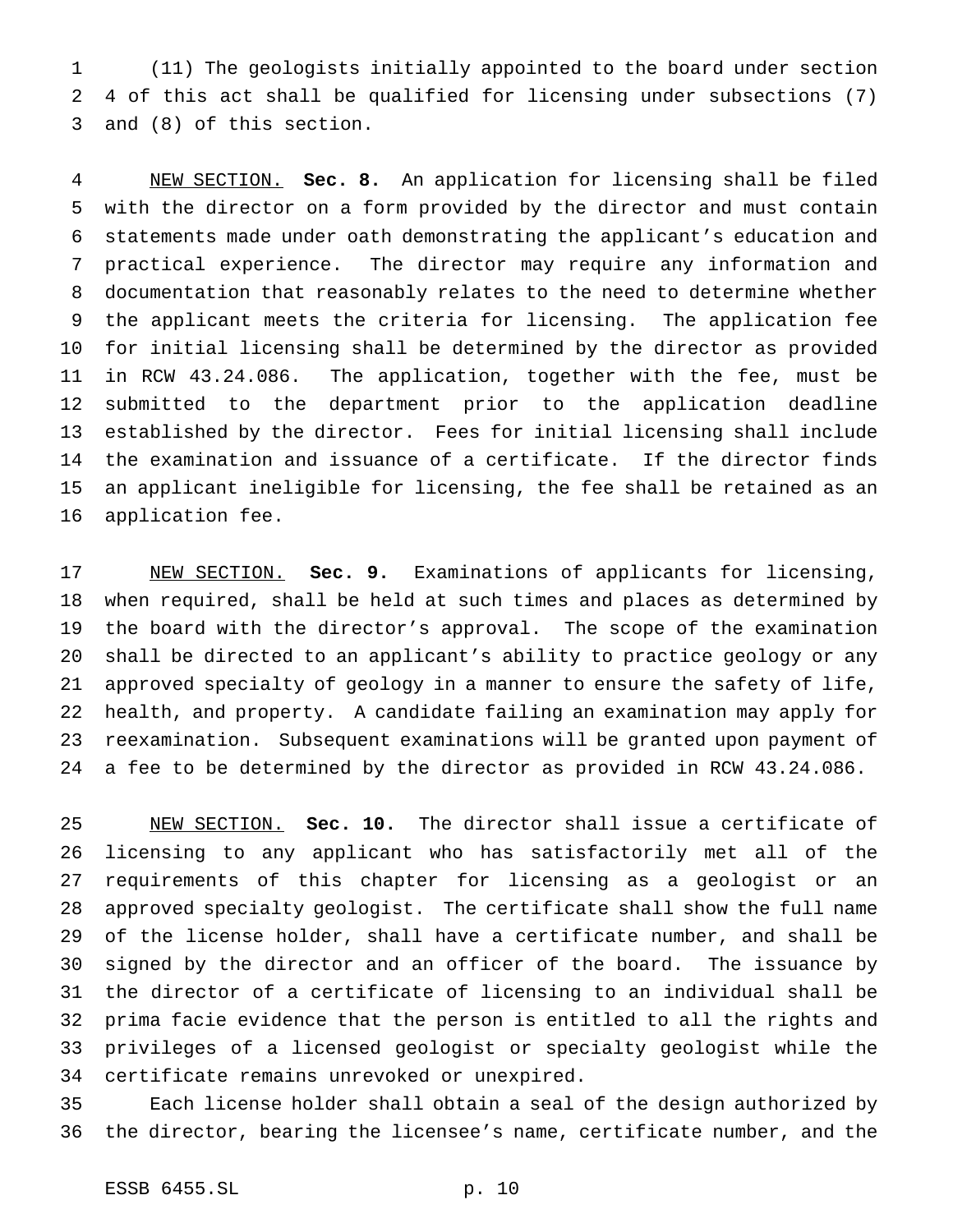(11) The geologists initially appointed to the board under section 4 of this act shall be qualified for licensing under subsections (7) and (8) of this section.

NEW SECTION. **Sec. 8.** An application for licensing shall be filed with the director on a form provided by the director and must contain statements made under oath demonstrating the applicant's education and practical experience. The director may require any information and documentation that reasonably relates to the need to determine whether the applicant meets the criteria for licensing. The application fee for initial licensing shall be determined by the director as provided in RCW 43.24.086. The application, together with the fee, must be submitted to the department prior to the application deadline established by the director. Fees for initial licensing shall include the examination and issuance of a certificate. If the director finds an applicant ineligible for licensing, the fee shall be retained as an application fee.

NEW SECTION. **Sec. 9.** Examinations of applicants for licensing, when required, shall be held at such times and places as determined by the board with the director's approval. The scope of the examination shall be directed to an applicant's ability to practice geology or any approved specialty of geology in a manner to ensure the safety of life, health, and property. A candidate failing an examination may apply for reexamination. Subsequent examinations will be granted upon payment of a fee to be determined by the director as provided in RCW 43.24.086.

NEW SECTION. **Sec. 10.** The director shall issue a certificate of licensing to any applicant who has satisfactorily met all of the requirements of this chapter for licensing as a geologist or an approved specialty geologist. The certificate shall show the full name of the license holder, shall have a certificate number, and shall be signed by the director and an officer of the board. The issuance by the director of a certificate of licensing to an individual shall be prima facie evidence that the person is entitled to all the rights and privileges of a licensed geologist or specialty geologist while the certificate remains unrevoked or unexpired.

Each license holder shall obtain a seal of the design authorized by the director, bearing the licensee's name, certificate number, and the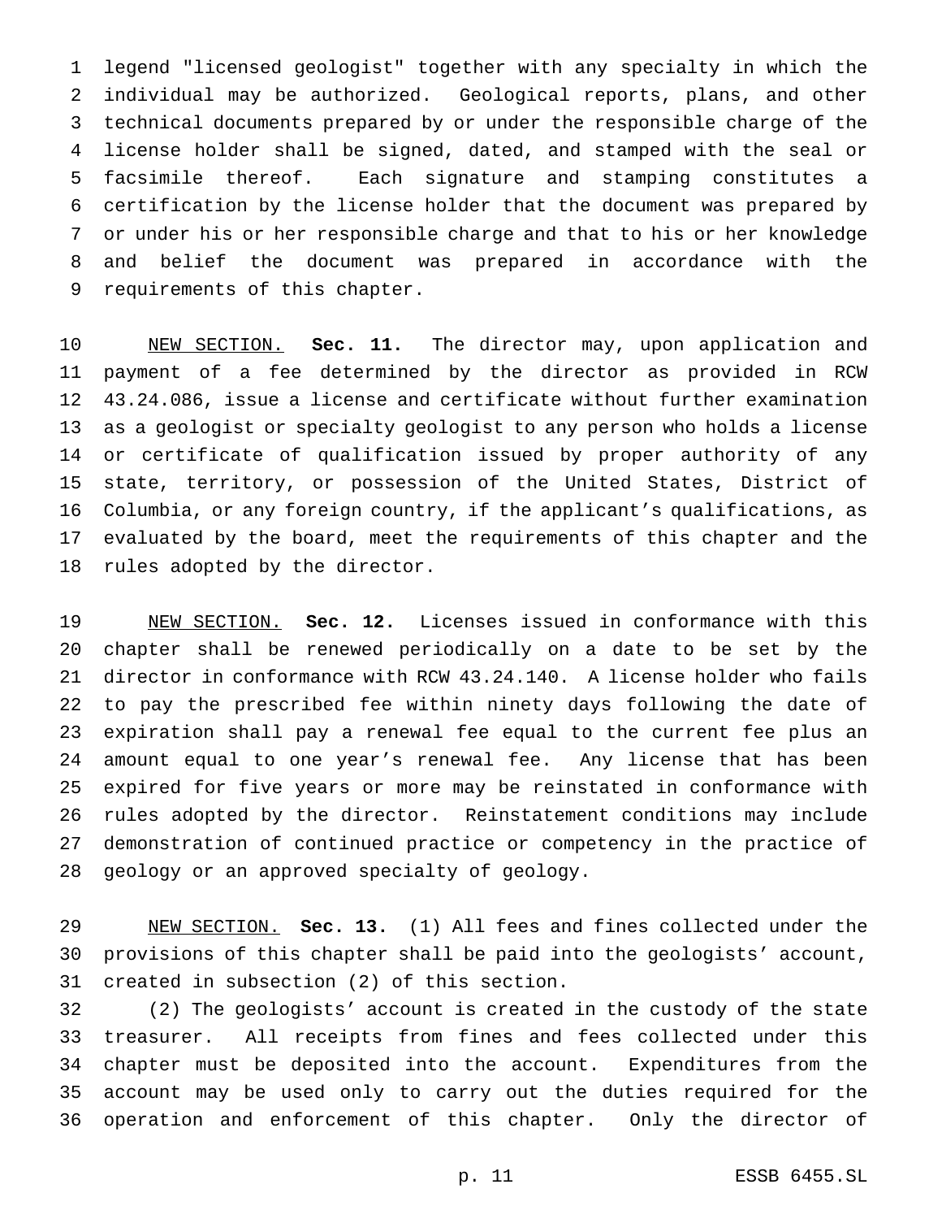legend "licensed geologist" together with any specialty in which the individual may be authorized. Geological reports, plans, and other technical documents prepared by or under the responsible charge of the license holder shall be signed, dated, and stamped with the seal or facsimile thereof. Each signature and stamping constitutes a certification by the license holder that the document was prepared by or under his or her responsible charge and that to his or her knowledge and belief the document was prepared in accordance with the requirements of this chapter.

NEW SECTION. **Sec. 11.** The director may, upon application and payment of a fee determined by the director as provided in RCW 43.24.086, issue a license and certificate without further examination as a geologist or specialty geologist to any person who holds a license or certificate of qualification issued by proper authority of any state, territory, or possession of the United States, District of Columbia, or any foreign country, if the applicant's qualifications, as evaluated by the board, meet the requirements of this chapter and the rules adopted by the director.

NEW SECTION. **Sec. 12.** Licenses issued in conformance with this chapter shall be renewed periodically on a date to be set by the director in conformance with RCW 43.24.140. A license holder who fails to pay the prescribed fee within ninety days following the date of expiration shall pay a renewal fee equal to the current fee plus an amount equal to one year's renewal fee. Any license that has been expired for five years or more may be reinstated in conformance with rules adopted by the director. Reinstatement conditions may include demonstration of continued practice or competency in the practice of geology or an approved specialty of geology.

NEW SECTION. **Sec. 13.** (1) All fees and fines collected under the provisions of this chapter shall be paid into the geologists' account, created in subsection (2) of this section.

(2) The geologists' account is created in the custody of the state treasurer. All receipts from fines and fees collected under this chapter must be deposited into the account. Expenditures from the account may be used only to carry out the duties required for the operation and enforcement of this chapter. Only the director of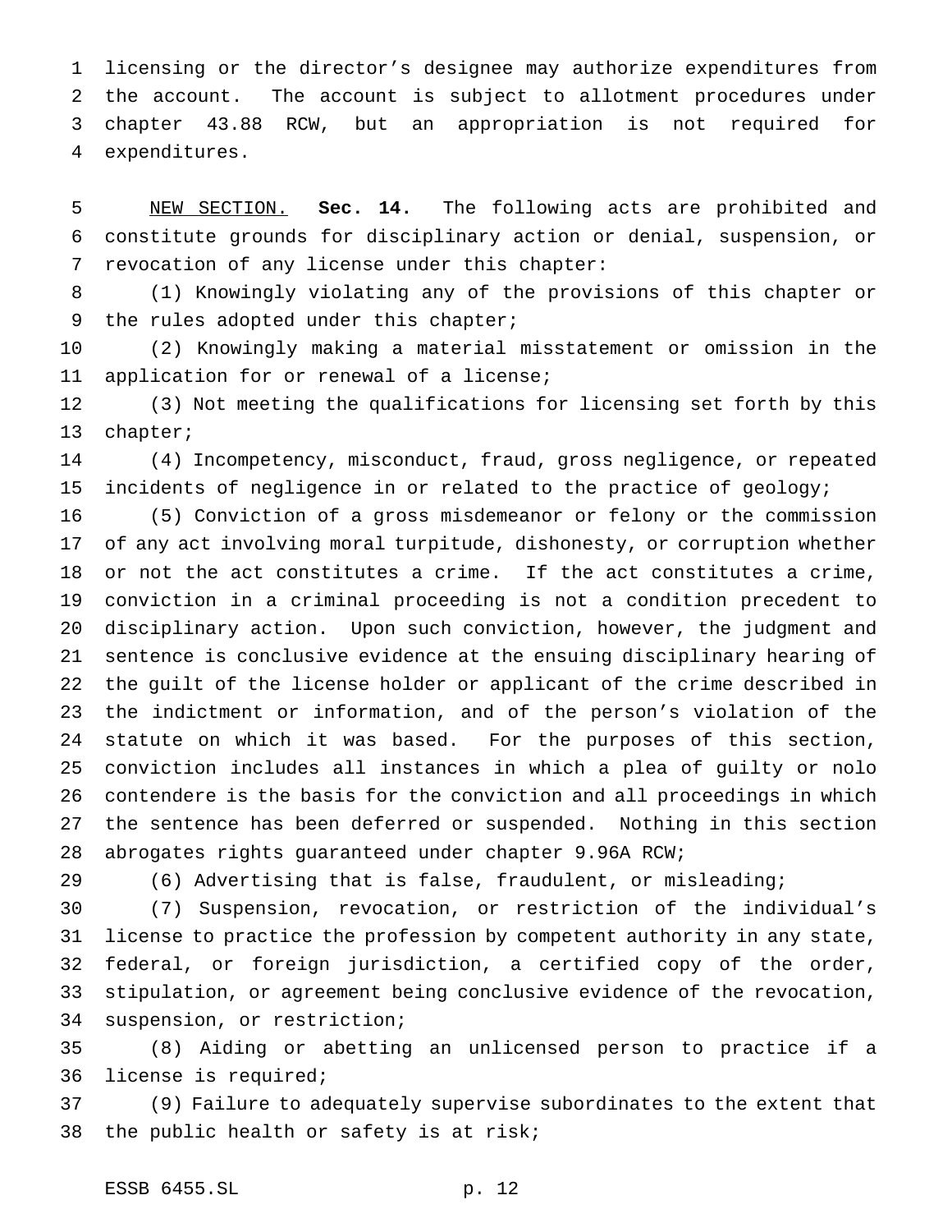licensing or the director's designee may authorize expenditures from the account. The account is subject to allotment procedures under chapter 43.88 RCW, but an appropriation is not required for expenditures.

NEW SECTION. **Sec. 14.** The following acts are prohibited and constitute grounds for disciplinary action or denial, suspension, or revocation of any license under this chapter:

(1) Knowingly violating any of the provisions of this chapter or the rules adopted under this chapter;

(2) Knowingly making a material misstatement or omission in the application for or renewal of a license;

(3) Not meeting the qualifications for licensing set forth by this chapter;

(4) Incompetency, misconduct, fraud, gross negligence, or repeated incidents of negligence in or related to the practice of geology;

(5) Conviction of a gross misdemeanor or felony or the commission of any act involving moral turpitude, dishonesty, or corruption whether or not the act constitutes a crime. If the act constitutes a crime, conviction in a criminal proceeding is not a condition precedent to disciplinary action. Upon such conviction, however, the judgment and sentence is conclusive evidence at the ensuing disciplinary hearing of the guilt of the license holder or applicant of the crime described in the indictment or information, and of the person's violation of the statute on which it was based. For the purposes of this section, conviction includes all instances in which a plea of guilty or nolo contendere is the basis for the conviction and all proceedings in which the sentence has been deferred or suspended. Nothing in this section abrogates rights guaranteed under chapter 9.96A RCW;

(6) Advertising that is false, fraudulent, or misleading;

(7) Suspension, revocation, or restriction of the individual's license to practice the profession by competent authority in any state, federal, or foreign jurisdiction, a certified copy of the order, stipulation, or agreement being conclusive evidence of the revocation, suspension, or restriction;

(8) Aiding or abetting an unlicensed person to practice if a license is required;

(9) Failure to adequately supervise subordinates to the extent that the public health or safety is at risk;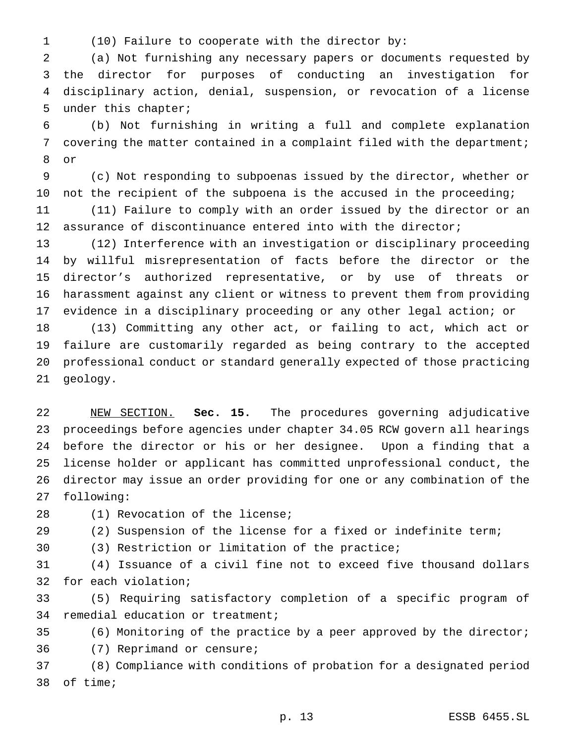(10) Failure to cooperate with the director by:

(a) Not furnishing any necessary papers or documents requested by the director for purposes of conducting an investigation for disciplinary action, denial, suspension, or revocation of a license under this chapter;

(b) Not furnishing in writing a full and complete explanation covering the matter contained in a complaint filed with the department; or

(c) Not responding to subpoenas issued by the director, whether or not the recipient of the subpoena is the accused in the proceeding;

(11) Failure to comply with an order issued by the director or an assurance of discontinuance entered into with the director;

(12) Interference with an investigation or disciplinary proceeding by willful misrepresentation of facts before the director or the director's authorized representative, or by use of threats or harassment against any client or witness to prevent them from providing evidence in a disciplinary proceeding or any other legal action; or

(13) Committing any other act, or failing to act, which act or failure are customarily regarded as being contrary to the accepted professional conduct or standard generally expected of those practicing geology.

NEW SECTION. **Sec. 15.** The procedures governing adjudicative proceedings before agencies under chapter 34.05 RCW govern all hearings before the director or his or her designee. Upon a finding that a license holder or applicant has committed unprofessional conduct, the director may issue an order providing for one or any combination of the following:

(1) Revocation of the license;

(2) Suspension of the license for a fixed or indefinite term;

(3) Restriction or limitation of the practice;

(4) Issuance of a civil fine not to exceed five thousand dollars for each violation;

(5) Requiring satisfactory completion of a specific program of remedial education or treatment;

(6) Monitoring of the practice by a peer approved by the director;

(7) Reprimand or censure;

(8) Compliance with conditions of probation for a designated period of time;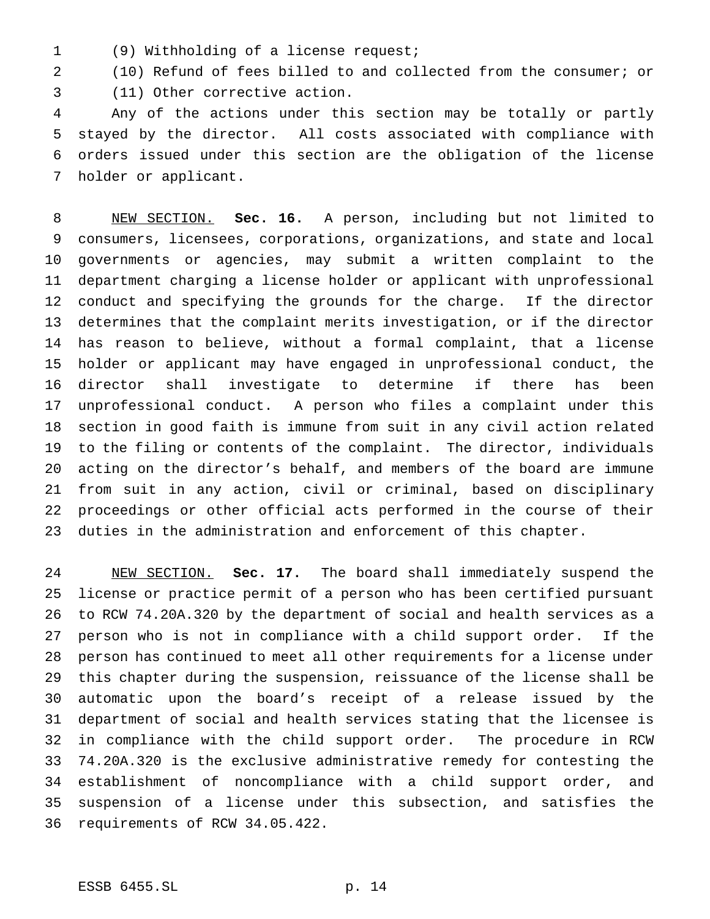(9) Withholding of a license request;

(10) Refund of fees billed to and collected from the consumer; or

(11) Other corrective action.

Any of the actions under this section may be totally or partly stayed by the director. All costs associated with compliance with orders issued under this section are the obligation of the license holder or applicant.

NEW SECTION. **Sec. 16.** A person, including but not limited to consumers, licensees, corporations, organizations, and state and local governments or agencies, may submit a written complaint to the department charging a license holder or applicant with unprofessional conduct and specifying the grounds for the charge. If the director determines that the complaint merits investigation, or if the director has reason to believe, without a formal complaint, that a license holder or applicant may have engaged in unprofessional conduct, the director shall investigate to determine if there has been unprofessional conduct. A person who files a complaint under this section in good faith is immune from suit in any civil action related to the filing or contents of the complaint. The director, individuals acting on the director's behalf, and members of the board are immune from suit in any action, civil or criminal, based on disciplinary proceedings or other official acts performed in the course of their duties in the administration and enforcement of this chapter.

NEW SECTION. **Sec. 17.** The board shall immediately suspend the license or practice permit of a person who has been certified pursuant to RCW 74.20A.320 by the department of social and health services as a person who is not in compliance with a child support order. If the person has continued to meet all other requirements for a license under this chapter during the suspension, reissuance of the license shall be automatic upon the board's receipt of a release issued by the department of social and health services stating that the licensee is in compliance with the child support order. The procedure in RCW 74.20A.320 is the exclusive administrative remedy for contesting the establishment of noncompliance with a child support order, and suspension of a license under this subsection, and satisfies the requirements of RCW 34.05.422.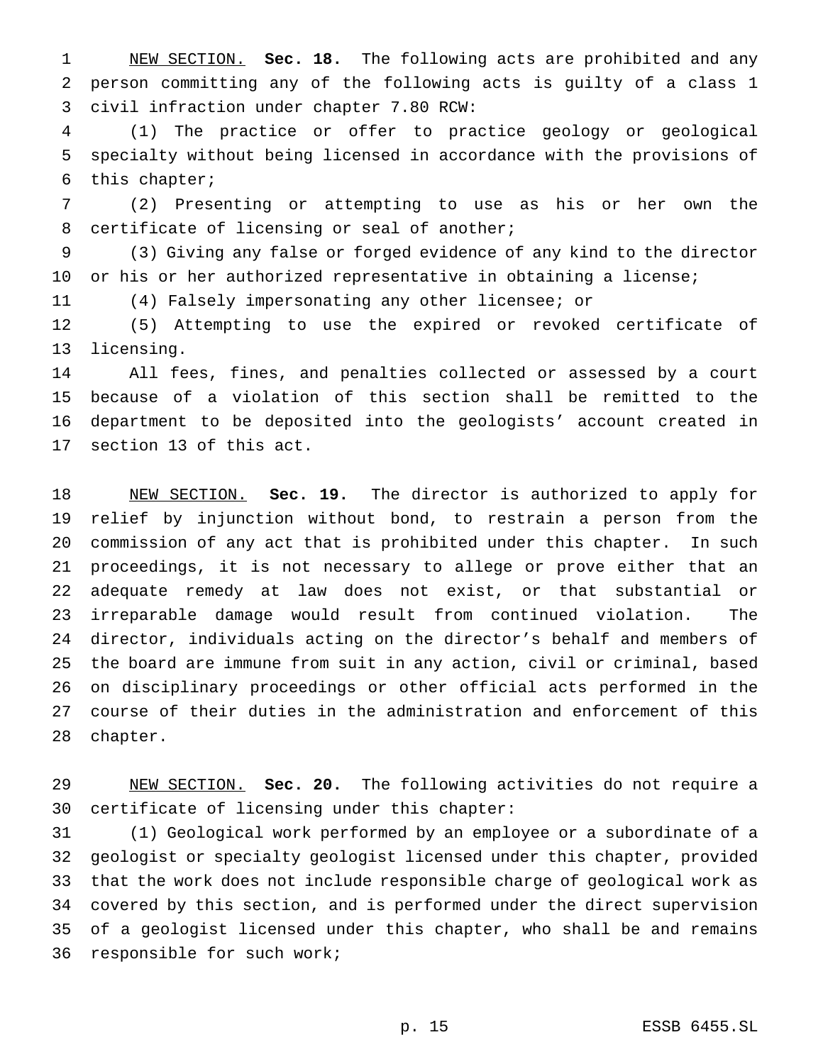NEW SECTION. **Sec. 18.** The following acts are prohibited and any person committing any of the following acts is guilty of a class 1 civil infraction under chapter 7.80 RCW:

(1) The practice or offer to practice geology or geological specialty without being licensed in accordance with the provisions of this chapter;

(2) Presenting or attempting to use as his or her own the certificate of licensing or seal of another;

(3) Giving any false or forged evidence of any kind to the director or his or her authorized representative in obtaining a license;

(4) Falsely impersonating any other licensee; or

(5) Attempting to use the expired or revoked certificate of licensing.

All fees, fines, and penalties collected or assessed by a court because of a violation of this section shall be remitted to the department to be deposited into the geologists' account created in section 13 of this act.

NEW SECTION. **Sec. 19.** The director is authorized to apply for relief by injunction without bond, to restrain a person from the commission of any act that is prohibited under this chapter. In such proceedings, it is not necessary to allege or prove either that an adequate remedy at law does not exist, or that substantial or irreparable damage would result from continued violation. The director, individuals acting on the director's behalf and members of the board are immune from suit in any action, civil or criminal, based on disciplinary proceedings or other official acts performed in the course of their duties in the administration and enforcement of this chapter.

NEW SECTION. **Sec. 20.** The following activities do not require a certificate of licensing under this chapter:

(1) Geological work performed by an employee or a subordinate of a geologist or specialty geologist licensed under this chapter, provided that the work does not include responsible charge of geological work as covered by this section, and is performed under the direct supervision of a geologist licensed under this chapter, who shall be and remains responsible for such work;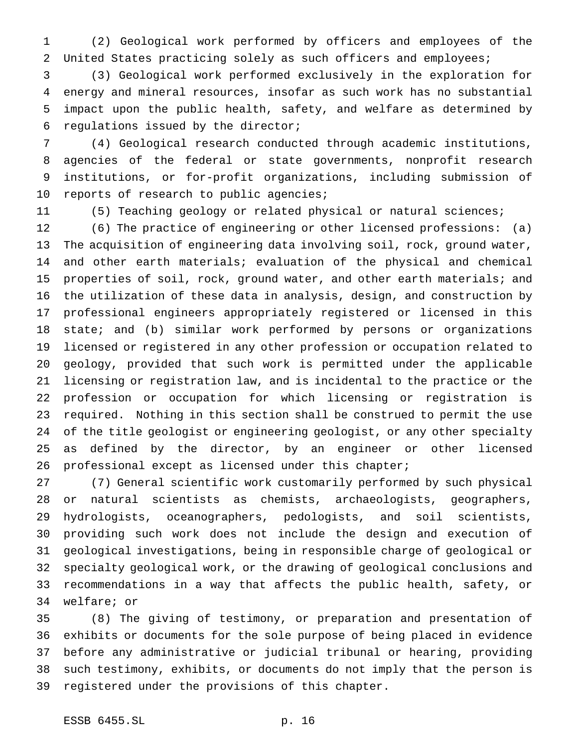(2) Geological work performed by officers and employees of the United States practicing solely as such officers and employees;

(3) Geological work performed exclusively in the exploration for energy and mineral resources, insofar as such work has no substantial impact upon the public health, safety, and welfare as determined by regulations issued by the director;

(4) Geological research conducted through academic institutions, agencies of the federal or state governments, nonprofit research institutions, or for-profit organizations, including submission of reports of research to public agencies;

(5) Teaching geology or related physical or natural sciences;

(6) The practice of engineering or other licensed professions: (a) The acquisition of engineering data involving soil, rock, ground water, and other earth materials; evaluation of the physical and chemical properties of soil, rock, ground water, and other earth materials; and the utilization of these data in analysis, design, and construction by professional engineers appropriately registered or licensed in this state; and (b) similar work performed by persons or organizations licensed or registered in any other profession or occupation related to geology, provided that such work is permitted under the applicable licensing or registration law, and is incidental to the practice or the profession or occupation for which licensing or registration is required. Nothing in this section shall be construed to permit the use of the title geologist or engineering geologist, or any other specialty as defined by the director, by an engineer or other licensed professional except as licensed under this chapter;

(7) General scientific work customarily performed by such physical or natural scientists as chemists, archaeologists, geographers, hydrologists, oceanographers, pedologists, and soil scientists, providing such work does not include the design and execution of geological investigations, being in responsible charge of geological or specialty geological work, or the drawing of geological conclusions and recommendations in a way that affects the public health, safety, or welfare; or

(8) The giving of testimony, or preparation and presentation of exhibits or documents for the sole purpose of being placed in evidence before any administrative or judicial tribunal or hearing, providing such testimony, exhibits, or documents do not imply that the person is registered under the provisions of this chapter.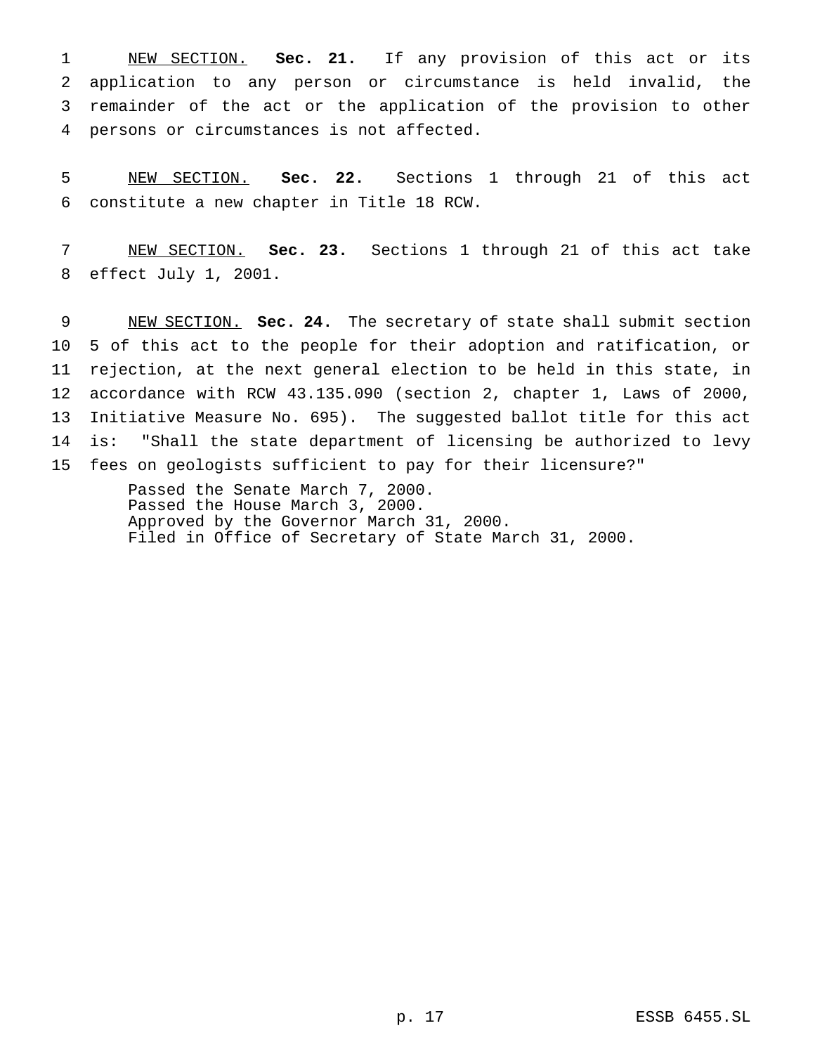NEW SECTION. **Sec. 21.** If any provision of this act or its application to any person or circumstance is held invalid, the remainder of the act or the application of the provision to other persons or circumstances is not affected.

NEW SECTION. **Sec. 22.** Sections 1 through 21 of this act constitute a new chapter in Title 18 RCW.

NEW SECTION. **Sec. 23.** Sections 1 through 21 of this act take effect July 1, 2001.

NEW SECTION. **Sec. 24.** The secretary of state shall submit section 5 of this act to the people for their adoption and ratification, or rejection, at the next general election to be held in this state, in accordance with RCW 43.135.090 (section 2, chapter 1, Laws of 2000, Initiative Measure No. 695). The suggested ballot title for this act is: "Shall the state department of licensing be authorized to levy fees on geologists sufficient to pay for their licensure?"

Passed the Senate March 7, 2000.
Passed the House March 3, 2000.
Approved by the Governor March 31, 2000.
Filed in Office of Secretary of State March 31, 2000.